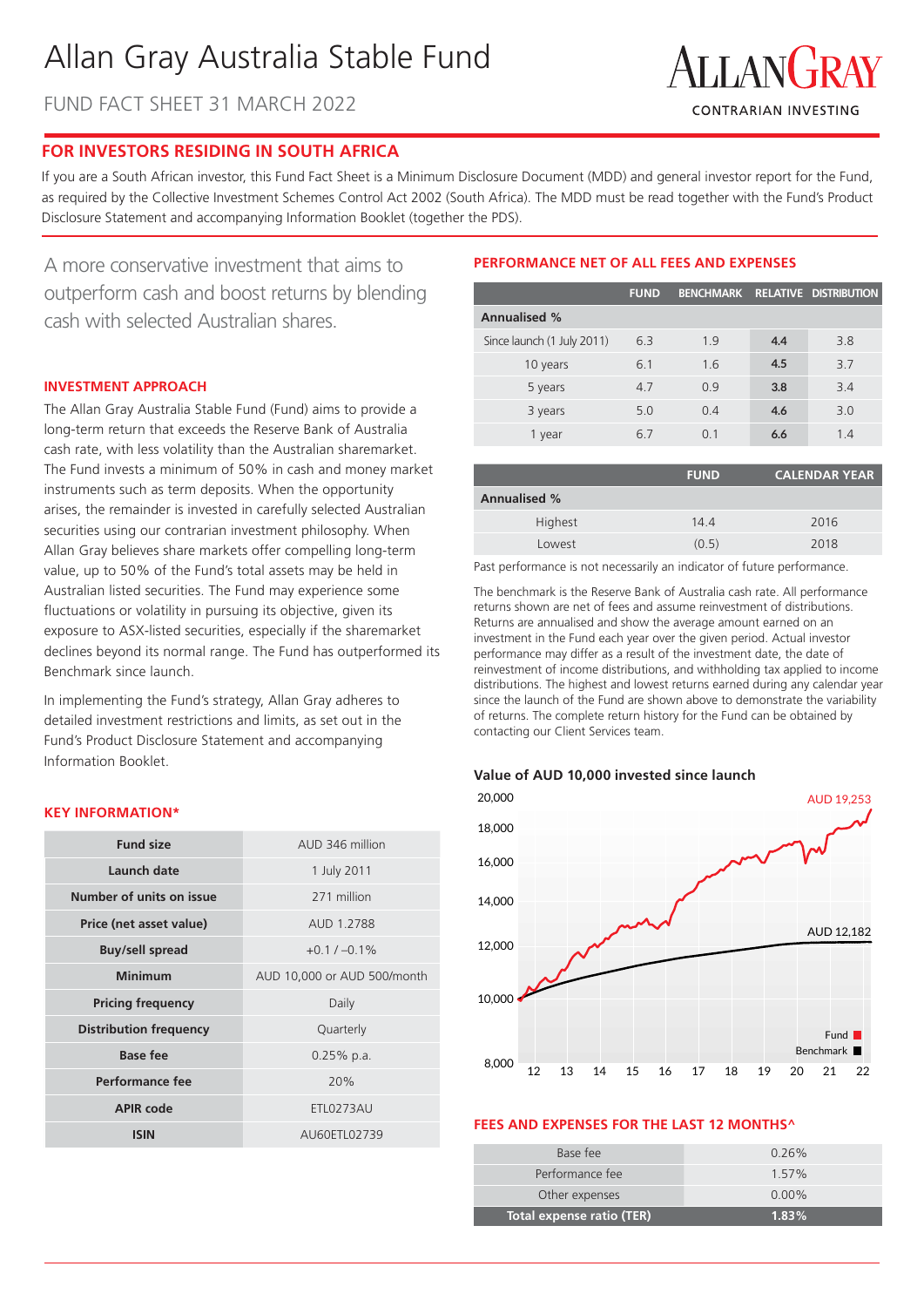# Allan Gray Australia Stable Fund

FUND FACT SHEET 31 MARCH 2022

ALLANGRAY
CONTRARIAN INVESTING

## FOR INVESTORS RESIDING IN SOUTH AFRICA

If you are a South African investor, this Fund Fact Sheet is a Minimum Disclosure Document (MDD) and general investor report for the Fund, as required by the Collective Investment Schemes Control Act 2002 (South Africa). The MDD must be read together with the Fund's Product Disclosure Statement and accompanying Information Booklet (together the PDS).

A more conservative investment that aims to outperform cash and boost returns by blending cash with selected Australian shares.

### INVESTMENT APPROACH

The Allan Gray Australia Stable Fund (Fund) aims to provide a long-term return that exceeds the Reserve Bank of Australia cash rate, with less volatility than the Australian sharemarket. The Fund invests a minimum of 50% in cash and money market instruments such as term deposits. When the opportunity arises, the remainder is invested in carefully selected Australian securities using our contrarian investment philosophy. When Allan Gray believes share markets offer compelling long-term value, up to 50% of the Fund's total assets may be held in Australian listed securities. The Fund may experience some fluctuations or volatility in pursuing its objective, given its exposure to ASX-listed securities, especially if the sharemarket declines beyond its normal range. The Fund has outperformed its Benchmark since launch.

In implementing the Fund's strategy, Allan Gray adheres to detailed investment restrictions and limits, as set out in the Fund's Product Disclosure Statement and accompanying Information Booklet.

### KEY INFORMATION*

| | |
|---|---|
| **Fund size** | AUD 346 million |
| **Launch date** | 1 July 2011 |
| **Number of units on issue** | 271 million |
| **Price (net asset value)** | AUD 1.2788 |
| **Buy/sell spread** | +0.1 / –0.1% |
| **Minimum** | AUD 10,000 or AUD 500/month |
| **Pricing frequency** | Daily |
| **Distribution frequency** | Quarterly |
| **Base fee** | 0.25% p.a. |
| **Performance fee** | 20% |
| **APIR code** | ETL0273AU |
| **ISIN** | AU60ETL02739 |

### PERFORMANCE NET OF ALL FEES AND EXPENSES

| | FUND | BENCHMARK | RELATIVE | DISTRIBUTION |
|---|---|---|---|---|
| **Annualised %** | | | | |
| Since launch (1 July 2011) | 6.3 | 1.9 | **4.4** | 3.8 |
| 10 years | 6.1 | 1.6 | **4.5** | 3.7 |
| 5 years | 4.7 | 0.9 | **3.8** | 3.4 |
| 3 years | 5.0 | 0.4 | **4.6** | 3.0 |
| 1 year | 6.7 | 0.1 | **6.6** | 1.4 |

| | FUND | CALENDAR YEAR |
|---|---|---|
| **Annualised %** | | |
| Highest | 14.4 | 2016 |
| Lowest | (0.5) | 2018 |

Past performance is not necessarily an indicator of future performance.

The benchmark is the Reserve Bank of Australia cash rate. All performance returns shown are net of fees and assume reinvestment of distributions. Returns are annualised and show the average amount earned on an investment in the Fund each year over the given period. Actual investor performance may differ as a result of the investment date, the date of reinvestment of income distributions, and withholding tax applied to income distributions. The highest and lowest returns earned during any calendar year since the launch of the Fund are shown above to demonstrate the variability of returns. The complete return history for the Fund can be obtained by contacting our Client Services team.

**Value of AUD 10,000 invested since launch**

Fund: AUD 19,253 | Benchmark: AUD 12,182

### FEES AND EXPENSES FOR THE LAST 12 MONTHS^

| | |
|---|---|
| Base fee | 0.26% |
| Performance fee | 1.57% |
| Other expenses | 0.00% |
| **Total expense ratio (TER)** | **1.83%** |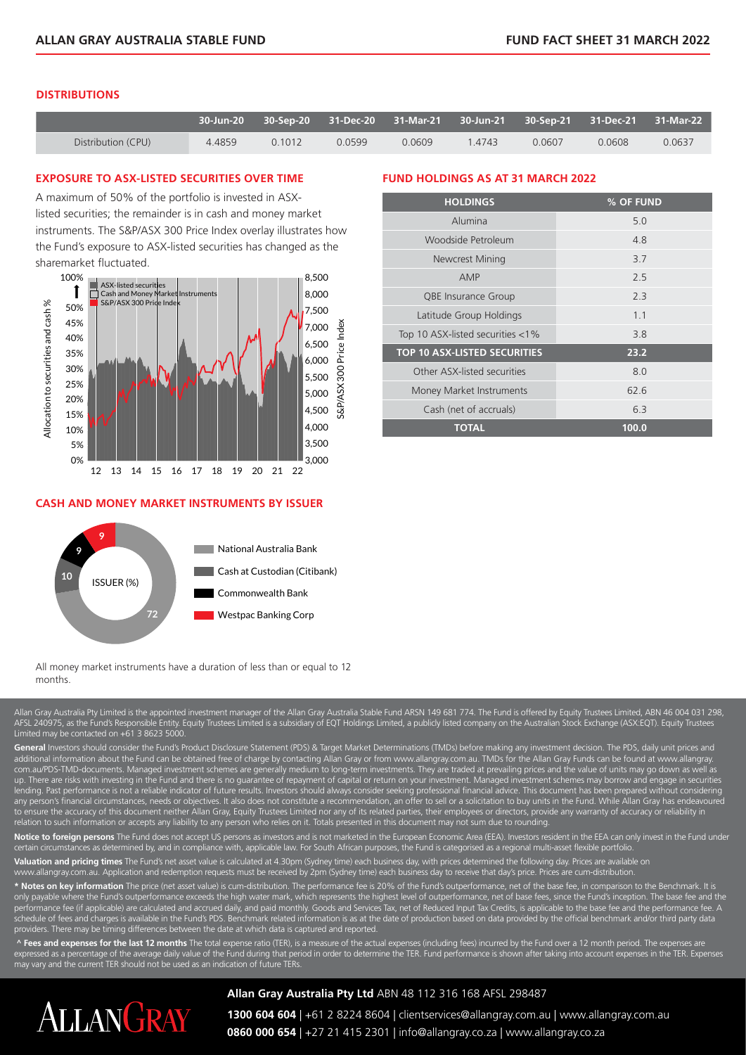## DISTRIBUTIONS

| | 30-Jun-20 | 30-Sep-20 | 31-Dec-20 | 31-Mar-21 | 30-Jun-21 | 30-Sep-21 | 31-Dec-21 | 31-Mar-22 |
|---|---|---|---|---|---|---|---|---|
| Distribution (CPU) | 4.4859 | 0.1012 | 0.0599 | 0.0609 | 1.4743 | 0.0607 | 0.0608 | 0.0637 |

## EXPOSURE TO ASX-LISTED SECURITIES OVER TIME

A maximum of 50% of the portfolio is invested in ASX-listed securities; the remainder is in cash and money market instruments. The S&P/ASX 300 Price Index overlay illustrates how the Fund's exposure to ASX-listed securities has changed as the sharemarket fluctuated.

ASX-listed securities
Cash and Money Market Instruments
S&P/ASX 300 Price Index

Allocation to securities and cash %
100%
50%
45%
40%
35%
30%
25%
20%
15%
10%
5%
0%

S&P/ASX 300 Price Index
8,500
8,000
7,500
7,000
6,500
6,000
5,500
5,000
4,500
4,000
3,500
3,000

12 13 14 15 16 17 18 19 20 21 22

## FUND HOLDINGS AS AT 31 MARCH 2022

| HOLDINGS | % OF FUND |
|---|---|
| Alumina | 5.0 |
| Woodside Petroleum | 4.8 |
| Newcrest Mining | 3.7 |
| AMP | 2.5 |
| QBE Insurance Group | 2.3 |
| Latitude Group Holdings | 1.1 |
| Top 10 ASX-listed securities <1% | 3.8 |
| **TOP 10 ASX-LISTED SECURITIES** | **23.2** |
| Other ASX-listed securities | 8.0 |
| Money Market Instruments | 62.6 |
| Cash (net of accruals) | 6.3 |
| **TOTAL** | **100.0** |

## CASH AND MONEY MARKET INSTRUMENTS BY ISSUER

ISSUER (%)
72
10
9
9

National Australia Bank
Cash at Custodian (Citibank)
Commonwealth Bank
Westpac Banking Corp

All money market instruments have a duration of less than or equal to 12 months.

Allan Gray Australia Pty Limited is the appointed investment manager of the Allan Gray Australia Stable Fund ARSN 149 681 774. The Fund is offered by Equity Trustees Limited, ABN 46 004 031 298, AFSL 240975, as the Fund's Responsible Entity. Equity Trustees Limited is a subsidiary of EQT Holdings Limited, a publicly listed company on the Australian Stock Exchange (ASX:EQT). Equity Trustees Limited may be contacted on +61 3 8623 5000.

**General** Investors should consider the Fund's Product Disclosure Statement (PDS) & Target Market Determinations (TMDs) before making any investment decision. The PDS, daily unit prices and additional information about the Fund can be obtained free of charge by contacting Allan Gray or from www.allangray.com.au. TMDs for the Allan Gray Funds can be found at www.allangray.com.au/PDS-TMD-documents. Managed investment schemes are generally medium to long-term investments. They are traded at prevailing prices and the value of units may go down as well as up. There are risks with investing in the Fund and there is no guarantee of repayment of capital or return on your investment. Managed investment schemes may borrow and engage in securities lending. Past performance is not a reliable indicator of future results. Investors should always consider seeking professional financial advice. This document has been prepared without considering any person's financial circumstances, needs or objectives. It also does not constitute a recommendation, an offer to sell or a solicitation to buy units in the Fund. While Allan Gray has endeavoured to ensure the accuracy of this document neither Allan Gray, Equity Trustees Limited nor any of its related parties, their employees or directors, provide any warranty of accuracy or reliability in relation to such information or accepts any liability to any person who relies on it. Totals presented in this document may not sum due to rounding.

**Notice to foreign persons** The Fund does not accept US persons as investors and is not marketed in the European Economic Area (EEA). Investors resident in the EEA can only invest in the Fund under certain circumstances as determined by, and in compliance with, applicable law. For South African purposes, the Fund is categorised as a regional multi-asset flexible portfolio.

**Valuation and pricing times** The Fund's net asset value is calculated at 4.30pm (Sydney time) each business day, with prices determined the following day. Prices are available on www.allangray.com.au. Application and redemption requests must be received by 2pm (Sydney time) each business day to receive that day's price. Prices are cum-distribution.

**\* Notes on key information** The price (net asset value) is cum-distribution. The performance fee is 20% of the Fund's outperformance, net of the base fee, in comparison to the Benchmark. It is only payable where the Fund's outperformance exceeds the high water mark, which represents the highest level of outperformance, net of base fees, since the Fund's inception. The base fee and the performance fee (if applicable) are calculated and accrued daily, and paid monthly. Goods and Services Tax, net of Reduced Input Tax Credits, is applicable to the base fee and the performance fee. A schedule of fees and charges is available in the Fund's PDS. Benchmark related information is as at the date of production based on data provided by the official benchmark and/or third party data providers. There may be timing differences between the date at which data is captured and reported.

**^ Fees and expenses for the last 12 months** The total expense ratio (TER), is a measure of the actual expenses (including fees) incurred by the Fund over a 12 month period. The expenses are expressed as a percentage of the average daily value of the Fund during that period in order to determine the TER. Fund performance is shown after taking into account expenses in the TER. Expenses may vary and the current TER should not be used as an indication of future TERs.

ALLANGRAY

**Allan Gray Australia Pty Ltd** ABN 48 112 316 168 AFSL 298487

**1300 604 604** | +61 2 8224 8604 | clientservices@allangray.com.au | www.allangray.com.au
**0860 000 654** | +27 21 415 2301 | info@allangray.co.za | www.allangray.co.za